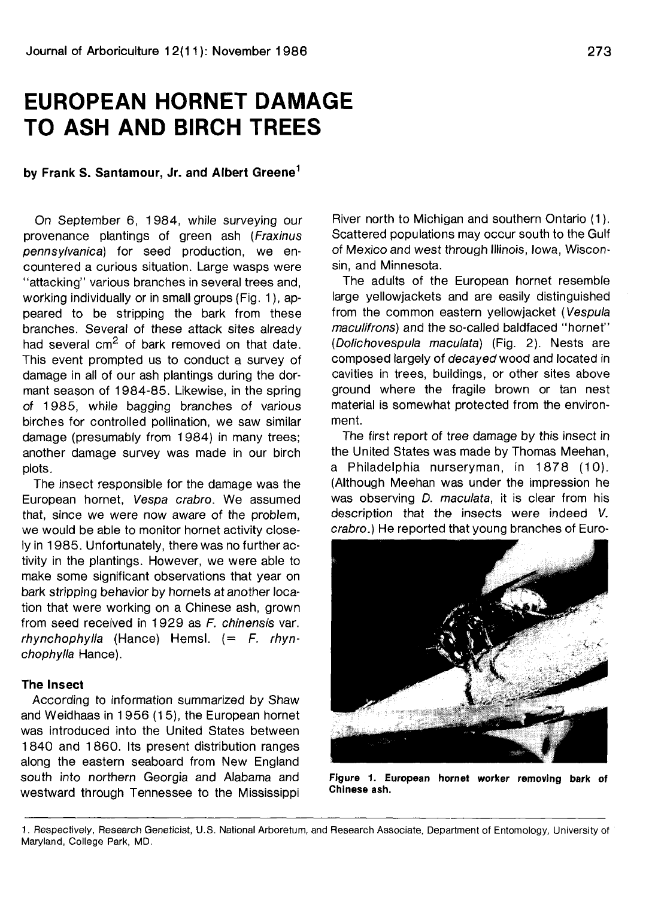# EUROPEAN HORNET DAMAGE TO ASH AND BIRCH TREES

**by Frank S. Santamour, Jr. and Albert Greene[1]**

On September 6, 1984, while surveying our provenance plantings of green ash (*Fraxinus pennsylvanica*) for seed production, we encountered a curious situation. Large wasps were "attacking" various branches in several trees and, working individually or in small groups (Fig. 1), appeared to be stripping the bark from these branches. Several of these attack sites already had several cm$^2$ of bark removed on that date. This event prompted us to conduct a survey of damage in all of our ash plantings during the dormant season of 1984-85. Likewise, in the spring of 1985, while bagging branches of various birches for controlled pollination, we saw similar damage (presumably from 1984) in many trees; another damage survey was made in our birch plots.

The insect responsible for the damage was the European hornet, *Vespa crabro*. We assumed that, since we were now aware of the problem, we would be able to monitor hornet activity closely in 1985. Unfortunately, there was no further activity in the plantings. However, we were able to make some significant observations that year on bark stripping behavior by hornets at another location that were working on a Chinese ash, grown from seed received in 1929 as *F. chinensis* var. *rhynchophylla* (Hance) Hemsl. (= *F. rhynchophylla* Hance).

### The Insect

According to information summarized by Shaw and Weidhaas in 1956 (15), the European hornet was introduced into the United States between 1840 and 1860. Its present distribution ranges along the eastern seaboard from New England south into northern Georgia and Alabama and westward through Tennessee to the Mississippi River north to Michigan and southern Ontario (1). Scattered populations may occur south to the Gulf of Mexico and west through Illinois, Iowa, Wisconsin, and Minnesota.

The adults of the European hornet resemble large yellowjackets and are easily distinguished from the common eastern yellowjacket (*Vespula maculifrons*) and the so-called baldfaced "hornet" (*Dolichovespula maculata*) (Fig. 2). Nests are composed largely of *decayed* wood and located in cavities in trees, buildings, or other sites above ground where the fragile brown or tan nest material is somewhat protected from the environment.

The first report of tree damage by this insect in the United States was made by Thomas Meehan, a Philadelphia nurseryman, in 1878 (10). (Although Meehan was under the impression he was observing *D. maculata*, it is clear from his description that the insects were indeed *V. crabro*.) He reported that young branches of Euro-

**Figure 1. European hornet worker removing bark of Chinese ash.**

---

1. Respectively, Research Geneticist, U.S. National Arboretum, and Research Associate, Department of Entomology, University of Maryland, College Park, MD.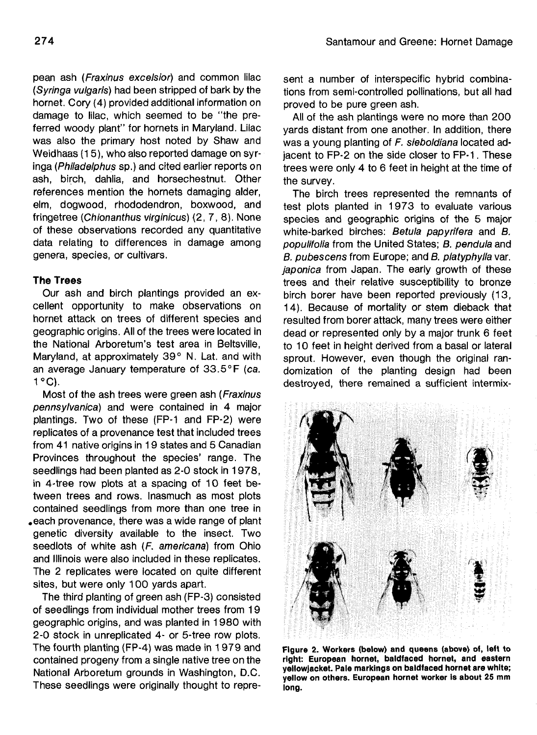pean ash (*Fraxinus excelsior*) and common lilac (*Syringa vulgaris*) had been stripped of bark by the hornet. Cory (4) provided additional information on damage to lilac, which seemed to be "the preferred woody plant" for hornets in Maryland. Lilac was also the primary host noted by Shaw and Weidhaas (15), who also reported damage on syringa (*Philadelphus* sp.) and cited earlier reports on ash, birch, dahlia, and horsechestnut. Other references mention the hornets damaging alder, elm, dogwood, rhododendron, boxwood, and fringetree (*Chionanthus virginicus*) (2, 7, 8). None of these observations recorded any quantitative data relating to differences in damage among genera, species, or cultivars.

### The Trees

Our ash and birch plantings provided an excellent opportunity to make observations on hornet attack on trees of different species and geographic origins. All of the trees were located in the National Arboretum's test area in Beltsville, Maryland, at approximately 39° N. Lat. and with an average January temperature of 33.5°F (*ca.* 1°C).

Most of the ash trees were green ash (*Fraxinus pennsylvanica*) and were contained in 4 major plantings. Two of these (FP-1 and FP-2) were replicates of a provenance test that included trees from 41 native origins in 19 states and 5 Canadian Provinces throughout the species' range. The seedlings had been planted as 2-0 stock in 1978, in 4-tree row plots at a spacing of 10 feet between trees and rows. Inasmuch as most plots contained seedlings from more than one tree in each provenance, there was a wide range of plant genetic diversity available to the insect. Two seedlots of white ash (*F. americana*) from Ohio and Illinois were also included in these replicates. The 2 replicates were located on quite different sites, but were only 100 yards apart.

The third planting of green ash (FP-3) consisted of seedlings from individual mother trees from 19 geographic origins, and was planted in 1980 with 2-0 stock in unreplicated 4- or 5-tree row plots. The fourth planting (FP-4) was made in 1979 and contained progeny from a single native tree on the National Arboretum grounds in Washington, D.C. These seedlings were originally thought to represent a number of interspecific hybrid combinations from semi-controlled pollinations, but all had proved to be pure green ash.

All of the ash plantings were no more than 200 yards distant from one another. In addition, there was a young planting of *F. sieboldiana* located adjacent to FP-2 on the side closer to FP-1. These trees were only 4 to 6 feet in height at the time of the survey.

The birch trees represented the remnants of test plots planted in 1973 to evaluate various species and geographic origins of the 5 major white-barked birches: *Betula papyrifera* and *B. populifolia* from the United States; *B. pendula* and *B. pubescens* from Europe; and *B. platyphylla* var. *japonica* from Japan. The early growth of these trees and their relative susceptibility to bronze birch borer have been reported previously (13, 14). Because of mortality or stem dieback that resulted from borer attack, many trees were either dead or represented only by a major trunk 6 feet to 10 feet in height derived from a basal or lateral sprout. However, even though the original randomization of the planting design had been destroyed, there remained a sufficient intermix-

**Figure 2. Workers (below) and queens (above) of, left to right: European hornet, baldfaced hornet, and eastern yellowjacket. Pale markings on baldfaced hornet are white; yellow on others. European hornet worker is about 25 mm long.**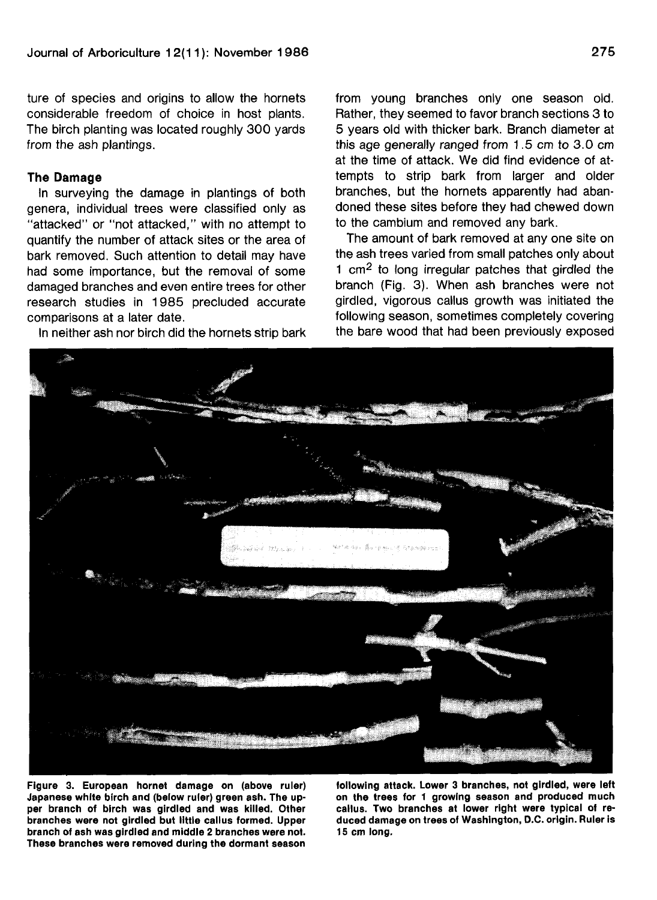ture of species and origins to allow the hornets considerable freedom of choice in host plants. The birch planting was located roughly 300 yards from the ash plantings.

### The Damage

In surveying the damage in plantings of both genera, individual trees were classified only as "attacked" or "not attacked," with no attempt to quantify the number of attack sites or the area of bark removed. Such attention to detail may have had some importance, but the removal of some damaged branches and even entire trees for other research studies in 1985 precluded accurate comparisons at a later date.

In neither ash nor birch did the hornets strip bark from young branches only one season old. Rather, they seemed to favor branch sections 3 to 5 years old with thicker bark. Branch diameter at this age generally ranged from 1.5 cm to 3.0 cm at the time of attack. We did find evidence of attempts to strip bark from larger and older branches, but the hornets apparently had abandoned these sites before they had chewed down to the cambium and removed any bark.

The amount of bark removed at any one site on the ash trees varied from small patches only about 1 $cm^2$ to long irregular patches that girdled the branch (Fig. 3). When ash branches were not girdled, vigorous callus growth was initiated the following season, sometimes completely covering the bare wood that had been previously exposed

**Figure 3. European hornet damage on (above ruler) Japanese white birch and (below ruler) green ash. The upper branch of birch was girdled and was killed. Other branches were not girdled but little callus formed. Upper branch of ash was girdled and middle 2 branches were not. These branches were removed during the dormant season following attack. Lower 3 branches, not girdled, were left on the trees for 1 growing season and produced much callus. Two branches at lower right were typical of reduced damage on trees of Washington, D.C. origin. Ruler is 15 cm long.**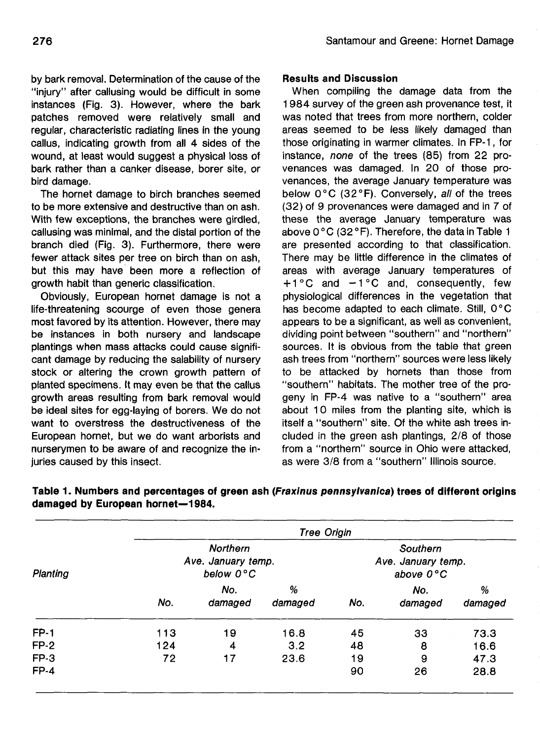by bark removal. Determination of the cause of the "injury" after callusing would be difficult in some instances (Fig. 3). However, where the bark patches removed were relatively small and regular, characteristic radiating lines in the young callus, indicating growth from all 4 sides of the wound, at least would suggest a physical loss of bark rather than a canker disease, borer site, or bird damage.

The hornet damage to birch branches seemed to be more extensive and destructive than on ash. With few exceptions, the branches were girdled, callusing was minimal, and the distal portion of the branch died (Fig. 3). Furthermore, there were fewer attack sites per tree on birch than on ash, but this may have been more a reflection of growth habit than generic classification.

Obviously, European hornet damage is not a life-threatening scourge of even those genera most favored by its attention. However, there may be instances in both nursery and landscape plantings when mass attacks could cause significant damage by reducing the salability of nursery stock or altering the crown growth pattern of planted specimens. It may even be that the callus growth areas resulting from bark removal would be ideal sites for egg-laying of borers. We do not want to overstress the destructiveness of the European hornet, but we do want arborists and nurserymen to be aware of and recognize the injuries caused by this insect.

## Results and Discussion

When compiling the damage data from the 1984 survey of the green ash provenance test, it was noted that trees from more northern, colder areas seemed to be less likely damaged than those originating in warmer climates. In FP-1, for instance, *none* of the trees (85) from 22 provenances was damaged. In 20 of those provenances, the average January temperature was below 0°C (32°F). Conversely, *all* of the trees (32) of 9 provenances were damaged and in 7 of these the average January temperature was above 0°C (32°F). Therefore, the data in Table 1 are presented according to that classification. There may be little difference in the climates of areas with average January temperatures of +1°C and −1°C and, consequently, few physiological differences in the vegetation that has become adapted to each climate. Still, 0°C appears to be a significant, as well as convenient, dividing point between "southern" and "northern" sources. It is obvious from the table that green ash trees from "northern" sources were less likely to be attacked by hornets than those from "southern" habitats. The mother tree of the progeny in FP-4 was native to a "southern" area about 10 miles from the planting site, which is itself a "southern" site. Of the white ash trees included in the green ash plantings, 2/8 of those from a "northern" source in Ohio were attacked, as were 3/8 from a "southern" Illinois source.

**Table 1. Numbers and percentages of green ash (*Fraxinus pennsylvanica*) trees of different origins damaged by European hornet—1984.**

| Planting | Tree Origin | | | | | |
|---|---|---|---|---|---|---|
| | *Northern Ave. January temp. below 0°C* | | | *Southern Ave. January temp. above 0°C* | | |
| | *No.* | *No. damaged* | *% damaged* | *No.* | *No. damaged* | *% damaged* |
| FP-1 | 113 | 19 | 16.8 | 45 | 33 | 73.3 |
| FP-2 | 124 | 4 | 3.2 | 48 | 8 | 16.6 |
| FP-3 | 72 | 17 | 23.6 | 19 | 9 | 47.3 |
| FP-4 | | | | 90 | 26 | 28.8 |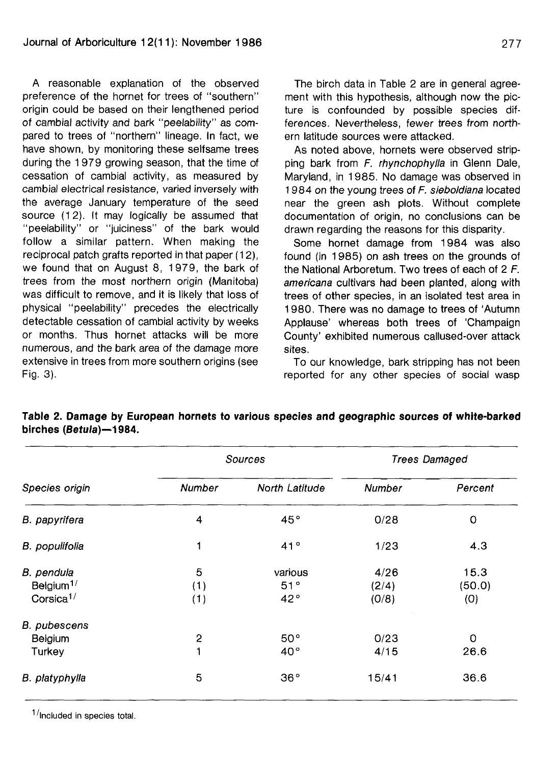A reasonable explanation of the observed preference of the hornet for trees of "southern" origin could be based on their lengthened period of cambial activity and bark "peelability" as compared to trees of "northern" lineage. In fact, we have shown, by monitoring these selfsame trees during the 1979 growing season, that the time of cessation of cambial activity, as measured by cambial electrical resistance, varied inversely with the average January temperature of the seed source (12). It may logically be assumed that "peelability" or "juiciness" of the bark would follow a similar pattern. When making the reciprocal patch grafts reported in that paper (12), we found that on August 8, 1979, the bark of trees from the most northern origin (Manitoba) was difficult to remove, and it is likely that loss of physical "peelability" precedes the electrically detectable cessation of cambial activity by weeks or months. Thus hornet attacks will be more numerous, and the bark area of the damage more extensive in trees from more southern origins (see Fig. 3).

The birch data in Table 2 are in general agreement with this hypothesis, although now the picture is confounded by possible species differences. Nevertheless, fewer trees from northern latitude sources were attacked.

As noted above, hornets were observed stripping bark from *F. rhynchophylla* in Glenn Dale, Maryland, in 1985. No damage was observed in 1984 on the young trees of *F. sieboldiana* located near the green ash plots. Without complete documentation of origin, no conclusions can be drawn regarding the reasons for this disparity.

Some hornet damage from 1984 was also found (in 1985) on ash trees on the grounds of the National Arboretum. Two trees of each of 2 *F. americana* cultivars had been planted, along with trees of other species, in an isolated test area in 1980. There was no damage to trees of 'Autumn Applause' whereas both trees of 'Champaign County' exhibited numerous callused-over attack sites.

To our knowledge, bark stripping has not been reported for any other species of social wasp

**Table 2. Damage by European hornets to various species and geographic sources of white-barked birches (*Betula*)—1984.**

| Species origin | Sources | | Trees Damaged | |
|---|---|---|---|---|
| | Number | North Latitude | Number | Percent |
| *B. papyrifera* | 4 | 45° | 0/28 | 0 |
| *B. populifolia* | 1 | 41° | 1/23 | 4.3 |
| *B. pendula* | 5 | various | 4/26 | 15.3 |
| Belgium[1] | (1) | 51° | (2/4) | (50.0) |
| Corsica[1] | (1) | 42° | (0/8) | (0) |
| *B. pubescens* | | | | |
| Belgium | 2 | 50° | 0/23 | 0 |
| Turkey | 1 | 40° | 4/15 | 26.6 |
| *B. platyphylla* | 5 | 36° | 15/41 | 36.6 |

[1]Included in species total.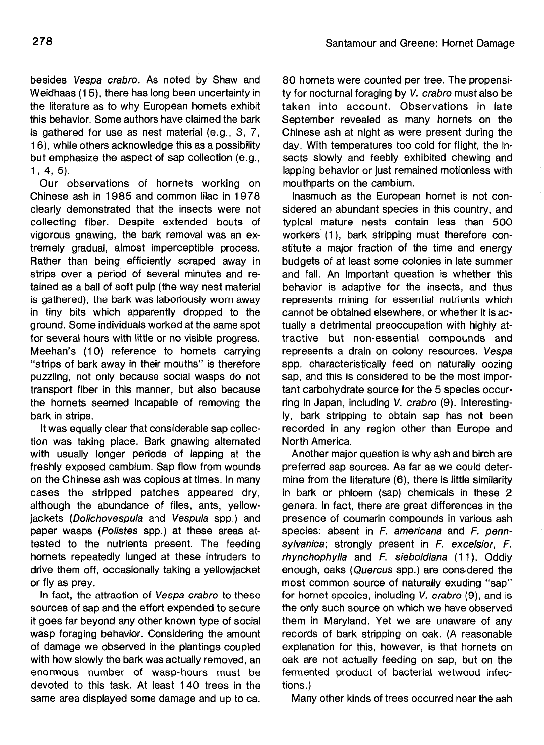besides *Vespa crabro*. As noted by Shaw and Weidhaas (15), there has long been uncertainty in the literature as to why European hornets exhibit this behavior. Some authors have claimed the bark is gathered for use as nest material (e.g., 3, 7, 16), while others acknowledge this as a possibility but emphasize the aspect of sap collection (e.g., 1, 4, 5).

Our observations of hornets working on Chinese ash in 1985 and common lilac in 1978 clearly demonstrated that the insects were not collecting fiber. Despite extended bouts of vigorous gnawing, the bark removal was an extremely gradual, almost imperceptible process. Rather than being efficiently scraped away in strips over a period of several minutes and retained as a ball of soft pulp (the way nest material is gathered), the bark was laboriously worn away in tiny bits which apparently dropped to the ground. Some individuals worked at the same spot for several hours with little or no visible progress. Meehan's (10) reference to hornets carrying "strips of bark away in their mouths" is therefore puzzling, not only because social wasps do not transport fiber in this manner, but also because the hornets seemed incapable of removing the bark in strips.

It was equally clear that considerable sap collection was taking place. Bark gnawing alternated with usually longer periods of lapping at the freshly exposed cambium. Sap flow from wounds on the Chinese ash was copious at times. In many cases the stripped patches appeared dry, although the abundance of files, ants, yellowjackets (*Dolichovespula* and *Vespula* spp.) and paper wasps (*Polistes* spp.) at these areas attested to the nutrients present. The feeding hornets repeatedly lunged at these intruders to drive them off, occasionally taking a yellowjacket or fly as prey.

In fact, the attraction of *Vespa crabro* to these sources of sap and the effort expended to secure it goes far beyond any other known type of social wasp foraging behavior. Considering the amount of damage we observed in the plantings coupled with how slowly the bark was actually removed, an enormous number of wasp-hours must be devoted to this task. At least 140 trees in the same area displayed some damage and up to ca. 80 hornets were counted per tree. The propensity for nocturnal foraging by *V. crabro* must also be taken into account. Observations in late September revealed as many hornets on the Chinese ash at night as were present during the day. With temperatures too cold for flight, the insects slowly and feebly exhibited chewing and lapping behavior or just remained motionless with mouthparts on the cambium.

Inasmuch as the European hornet is not considered an abundant species in this country, and typical mature nests contain less than 500 workers (1), bark stripping must therefore constitute a major fraction of the time and energy budgets of at least some colonies in late summer and fall. An important question is whether this behavior is adaptive for the insects, and thus represents mining for essential nutrients which cannot be obtained elsewhere, or whether it is actually a detrimental preoccupation with highly attractive but non-essential compounds and represents a drain on colony resources. *Vespa* spp. characteristically feed on naturally oozing sap, and this is considered to be the most important carbohydrate source for the 5 species occurring in Japan, including *V. crabro* (9). Interestingly, bark stripping to obtain sap has not been recorded in any region other than Europe and North America.

Another major question is why ash and birch are preferred sap sources. As far as we could determine from the literature (6), there is little similarity in bark or phloem (sap) chemicals in these 2 genera. In fact, there are great differences in the presence of coumarin compounds in various ash species: absent in *F. americana* and *F. pennsylvanica*; strongly present in *F. excelsior*, *F. rhynchophylla* and *F. sieboldiana* (11). Oddly enough, oaks (*Quercus* spp.) are considered the most common source of naturally exuding "sap" for hornet species, including *V. crabro* (9), and is the only such source on which we have observed them in Maryland. Yet we are unaware of any records of bark stripping on oak. (A reasonable explanation for this, however, is that hornets on oak are not actually feeding on sap, but on the fermented product of bacterial wetwood infections.)

Many other kinds of trees occurred near the ash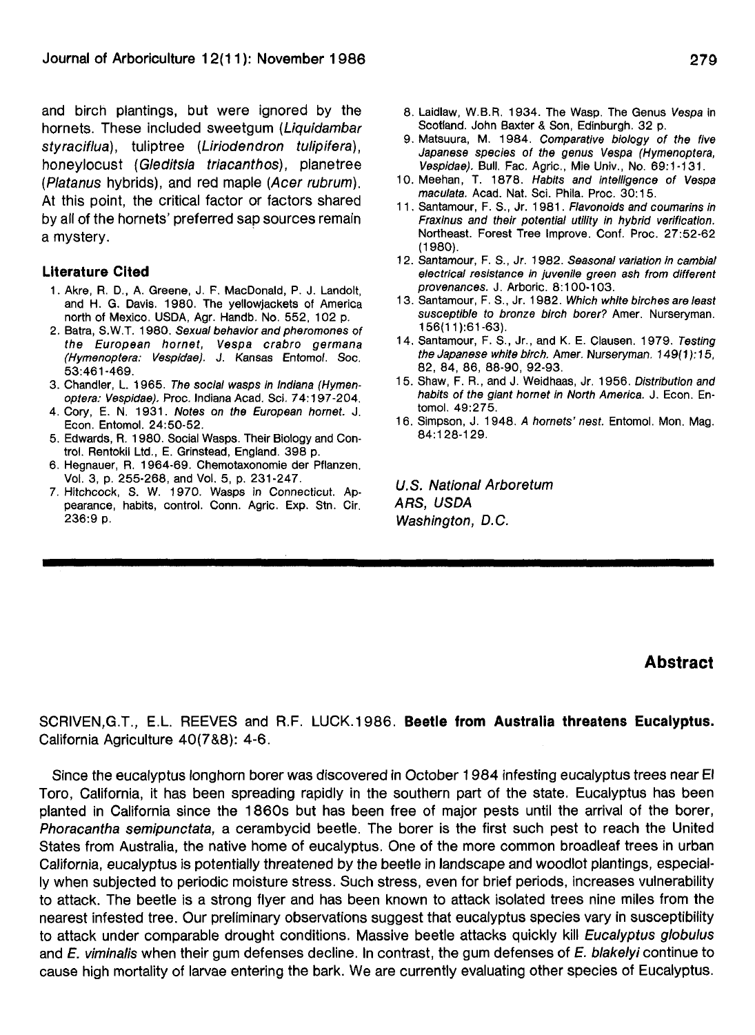and birch plantings, but were ignored by the hornets. These included sweetgum (*Liquidambar styraciflua*), tuliptree (*Liriodendron tulipifera*), honeylocust (*Gleditsia triacanthos*), planetree (*Platanus* hybrids), and red maple (*Acer rubrum*). At this point, the critical factor or factors shared by all of the hornets' preferred sap sources remain a mystery.

### Literature Cited

1. Akre, R. D., A. Greene, J. F. MacDonald, P. J. Landolt, and H. G. Davis. 1980. The yellowjackets of America north of Mexico. USDA, Agr. Handb. No. 552, 102 p.
2. Batra, S.W.T. 1980. *Sexual behavior and pheromones of the European hornet, Vespa crabro germana (Hymenoptera: Vespidae).* J. Kansas Entomol. Soc. 53:461-469.
3. Chandler, L. 1965. *The social wasps in Indiana (Hymenoptera: Vespidae).* Proc. Indiana Acad. Sci. 74:197-204.
4. Cory, E. N. 1931. *Notes on the European hornet.* J. Econ. Entomol. 24:50-52.
5. Edwards, R. 1980. Social Wasps. Their Biology and Control. Rentokil Ltd., E. Grinstead, England. 398 p.
6. Hegnauer, R. 1964-69. Chemotaxonomie der Pflanzen. Vol. 3, p. 255-268, and Vol. 5, p. 231-247.
7. Hitchcock, S. W. 1970. Wasps in Connecticut. Appearance, habits, control. Conn. Agric. Exp. Stn. Cir. 236:9 p.
8. Laidlaw, W.B.R. 1934. The Wasp. The Genus *Vespa* in Scotland. John Baxter & Son, Edinburgh. 32 p.
9. Matsuura, M. 1984. *Comparative biology of the five Japanese species of the genus Vespa (Hymenoptera, Vespidae).* Bull. Fac. Agric., Mie Univ., No. 69:1-131.
10. Meehan, T. 1878. *Habits and intelligence of Vespa maculata.* Acad. Nat. Sci. Phila. Proc. 30:15.
11. Santamour, F. S., Jr. 1981. *Flavonoids and coumarins in Fraxinus and their potential utility in hybrid verification.* Northeast. Forest Tree Improve. Conf. Proc. 27:52-62 (1980).
12. Santamour, F. S., Jr. 1982. *Seasonal variation in cambial electrical resistance in juvenile green ash from different provenances.* J. Arboric. 8:100-103.
13. Santamour, F. S., Jr. 1982. *Which white birches are least susceptible to bronze birch borer?* Amer. Nurseryman. 156(11):61-63).
14. Santamour, F. S., Jr., and K. E. Clausen. 1979. *Testing the Japanese white birch.* Amer. Nurseryman. 149(1):15, 82, 84, 86, 88-90, 92-93.
15. Shaw, F. R., and J. Weidhaas, Jr. 1956. *Distribution and habits of the giant hornet in North America.* J. Econ. Entomol. 49:275.
16. Simpson, J. 1948. *A hornets' nest.* Entomol. Mon. Mag. 84:128-129.

*U.S. National Arboretum*
*ARS, USDA*
*Washington, D.C.*

## Abstract

SCRIVEN, G.T., E.L. REEVES and R.F. LUCK. 1986. **Beetle from Australia threatens Eucalyptus.** California Agriculture 40(7&8): 4-6.

Since the eucalyptus longhorn borer was discovered in October 1984 infesting eucalyptus trees near El Toro, California, it has been spreading rapidly in the southern part of the state. Eucalyptus has been planted in California since the 1860s but has been free of major pests until the arrival of the borer, *Phoracantha semipunctata*, a cerambycid beetle. The borer is the first such pest to reach the United States from Australia, the native home of eucalyptus. One of the more common broadleaf trees in urban California, eucalyptus is potentially threatened by the beetle in landscape and woodlot plantings, especially when subjected to periodic moisture stress. Such stress, even for brief periods, increases vulnerability to attack. The beetle is a strong flyer and has been known to attack isolated trees nine miles from the nearest infested tree. Our preliminary observations suggest that eucalyptus species vary in susceptibility to attack under comparable drought conditions. Massive beetle attacks quickly kill *Eucalyptus globulus* and *E. viminalis* when their gum defenses decline. In contrast, the gum defenses of *E. blakelyi* continue to cause high mortality of larvae entering the bark. We are currently evaluating other species of Eucalyptus.